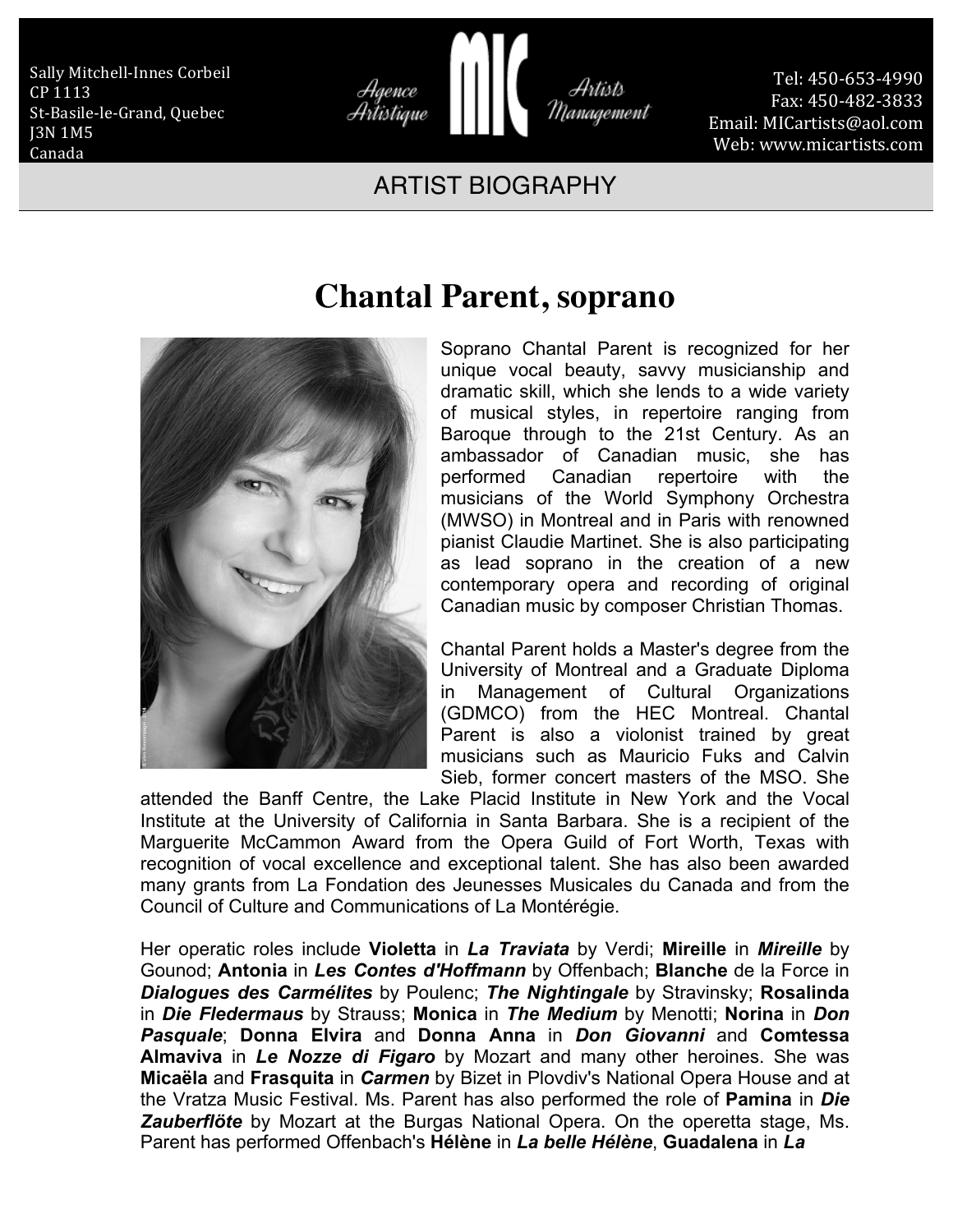Sally Mitchell-Innes Corbeil
CP 1113
St-Basile-le-Grand, Quebec
J3N 1M5
Canada

Agence Artistique **MIC** Artists Management

Tel: 450-653-4990
Fax: 450-482-3833
Email: MICartists@aol.com
Web: www.micartists.com

ARTIST BIOGRAPHY

# Chantal Parent, soprano

Soprano Chantal Parent is recognized for her unique vocal beauty, savvy musicianship and dramatic skill, which she lends to a wide variety of musical styles, in repertoire ranging from Baroque through to the 21st Century. As an ambassador of Canadian music, she has performed Canadian repertoire with the musicians of the World Symphony Orchestra (MWSO) in Montreal and in Paris with renowned pianist Claudie Martinet. She is also participating as lead soprano in the creation of a new contemporary opera and recording of original Canadian music by composer Christian Thomas.

Chantal Parent holds a Master's degree from the University of Montreal and a Graduate Diploma in Management of Cultural Organizations (GDMCO) from the HEC Montreal. Chantal Parent is also a violonist trained by great musicians such as Mauricio Fuks and Calvin Sieb, former concert masters of the MSO. She attended the Banff Centre, the Lake Placid Institute in New York and the Vocal Institute at the University of California in Santa Barbara. She is a recipient of the Marguerite McCammon Award from the Opera Guild of Fort Worth, Texas with recognition of vocal excellence and exceptional talent. She has also been awarded many grants from La Fondation des Jeunesses Musicales du Canada and from the Council of Culture and Communications of La Montérégie.

Her operatic roles include **Violetta** in ***La Traviata*** by Verdi; **Mireille** in ***Mireille*** by Gounod; **Antonia** in ***Les Contes d'Hoffmann*** by Offenbach; **Blanche** de la Force in ***Dialogues des Carmélites*** by Poulenc; ***The Nightingale*** by Stravinsky; **Rosalinda** in ***Die Fledermaus*** by Strauss; **Monica** in ***The Medium*** by Menotti; **Norina** in ***Don Pasquale***; **Donna Elvira** and **Donna Anna** in ***Don Giovanni*** and **Comtessa Almaviva** in ***Le Nozze di Figaro*** by Mozart and many other heroines. She was **Micaëla** and **Frasquita** in ***Carmen*** by Bizet in Plovdiv's National Opera House and at the Vratza Music Festival. Ms. Parent has also performed the role of **Pamina** in ***Die Zauberflöte*** by Mozart at the Burgas National Opera. On the operetta stage, Ms. Parent has performed Offenbach's **Hélène** in ***La belle Hélène***, **Guadalena** in ***La***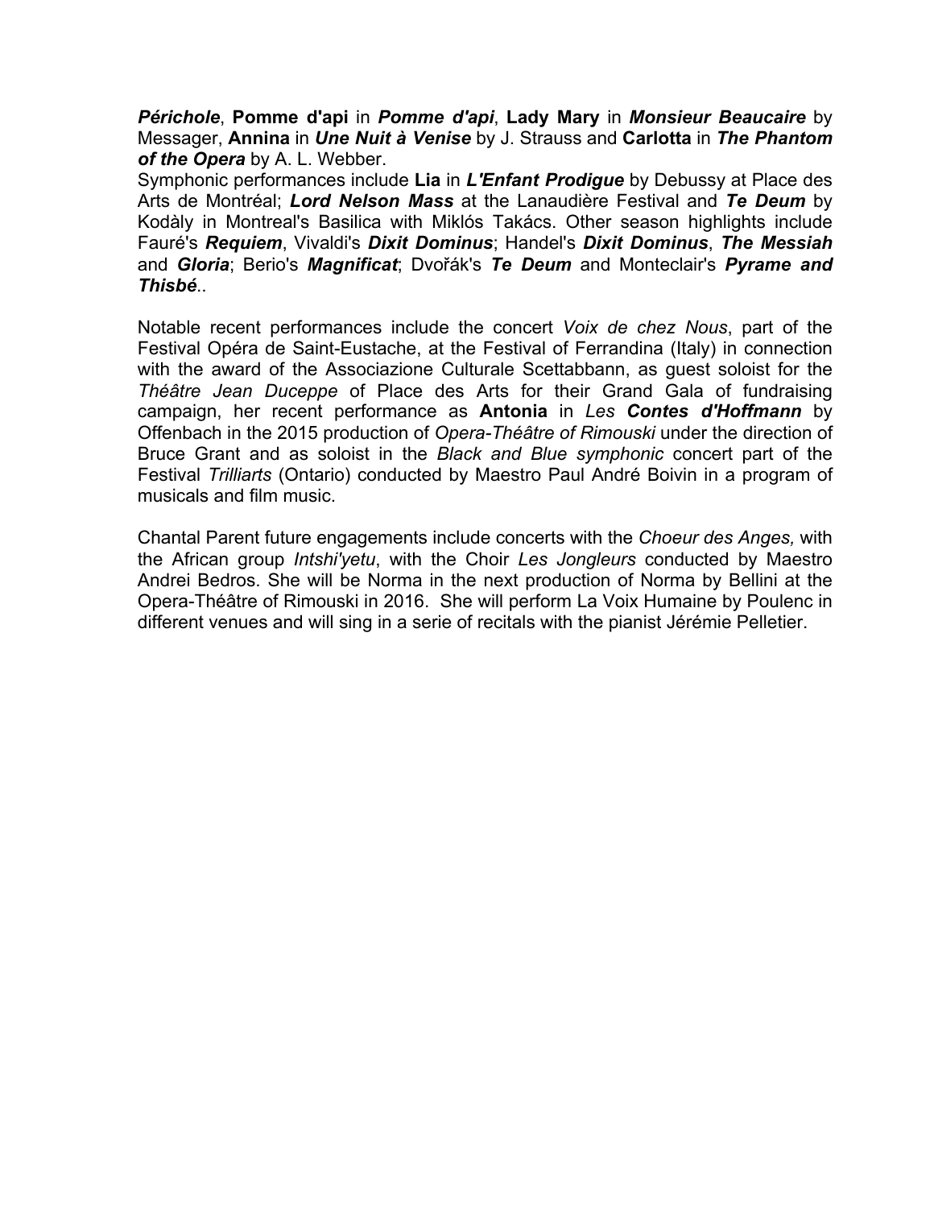***Périchole***, **Pomme d'api** in ***Pomme d'api***, **Lady Mary** in ***Monsieur Beaucaire*** by Messager, **Annina** in ***Une Nuit à Venise*** by J. Strauss and **Carlotta** in ***The Phantom of the Opera*** by A. L. Webber.

Symphonic performances include **Lia** in ***L'Enfant Prodigue*** by Debussy at Place des Arts de Montréal; ***Lord Nelson Mass*** at the Lanaudière Festival and ***Te Deum*** by Kodàly in Montreal's Basilica with Miklós Takács. Other season highlights include Fauré's ***Requiem***, Vivaldi's ***Dixit Dominus***; Handel's ***Dixit Dominus***, ***The Messiah*** and ***Gloria***; Berio's ***Magnificat***; Dvořák's ***Te Deum*** and Monteclair's ***Pyrame and Thisbé***..

Notable recent performances include the concert *Voix de chez Nous*, part of the Festival Opéra de Saint-Eustache, at the Festival of Ferrandina (Italy) in connection with the award of the Associazione Culturale Scettabbann, as guest soloist for the *Théâtre Jean Duceppe* of Place des Arts for their Grand Gala of fundraising campaign, her recent performance as **Antonia** in *Les* ***Contes d'Hoffmann*** by Offenbach in the 2015 production of *Opera-Théâtre of Rimouski* under the direction of Bruce Grant and as soloist in the *Black and Blue symphonic* concert part of the Festival *Trilliarts* (Ontario) conducted by Maestro Paul André Boivin in a program of musicals and film music.

Chantal Parent future engagements include concerts with the *Choeur des Anges,* with the African group *Intshi'yetu*, with the Choir *Les Jongleurs* conducted by Maestro Andrei Bedros. She will be Norma in the next production of Norma by Bellini at the Opera-Théâtre of Rimouski in 2016. She will perform La Voix Humaine by Poulenc in different venues and will sing in a serie of recitals with the pianist Jérémie Pelletier.